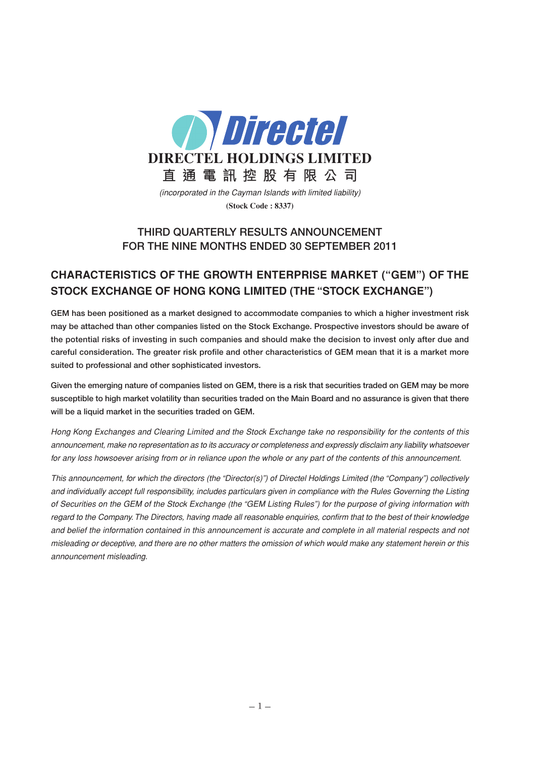# DIRECTEL HOLDINGS LIMITED

# 直通電訊控股有限公司

*(incorporated in the Cayman Islands with limited liability)*

**(Stock Code : 8337)**

## THIRD QUARTERLY RESULTS ANNOUNCEMENT FOR THE NINE MONTHS ENDED 30 SEPTEMBER 2011

## CHARACTERISTICS OF THE GROWTH ENTERPRISE MARKET ("GEM") OF THE STOCK EXCHANGE OF HONG KONG LIMITED (THE "STOCK EXCHANGE")

**GEM has been positioned as a market designed to accommodate companies to which a higher investment risk may be attached than other companies listed on the Stock Exchange. Prospective investors should be aware of the potential risks of investing in such companies and should make the decision to invest only after due and careful consideration. The greater risk profile and other characteristics of GEM mean that it is a market more suited to professional and other sophisticated investors.**

**Given the emerging nature of companies listed on GEM, there is a risk that securities traded on GEM may be more susceptible to high market volatility than securities traded on the Main Board and no assurance is given that there will be a liquid market in the securities traded on GEM.**

*Hong Kong Exchanges and Clearing Limited and the Stock Exchange take no responsibility for the contents of this announcement, make no representation as to its accuracy or completeness and expressly disclaim any liability whatsoever for any loss howsoever arising from or in reliance upon the whole or any part of the contents of this announcement.*

*This announcement, for which the directors (the "Director(s)") of Directel Holdings Limited (the "Company") collectively and individually accept full responsibility, includes particulars given in compliance with the Rules Governing the Listing of Securities on the GEM of the Stock Exchange (the "GEM Listing Rules") for the purpose of giving information with regard to the Company. The Directors, having made all reasonable enquiries, confirm that to the best of their knowledge and belief the information contained in this announcement is accurate and complete in all material respects and not misleading or deceptive, and there are no other matters the omission of which would make any statement herein or this announcement misleading.*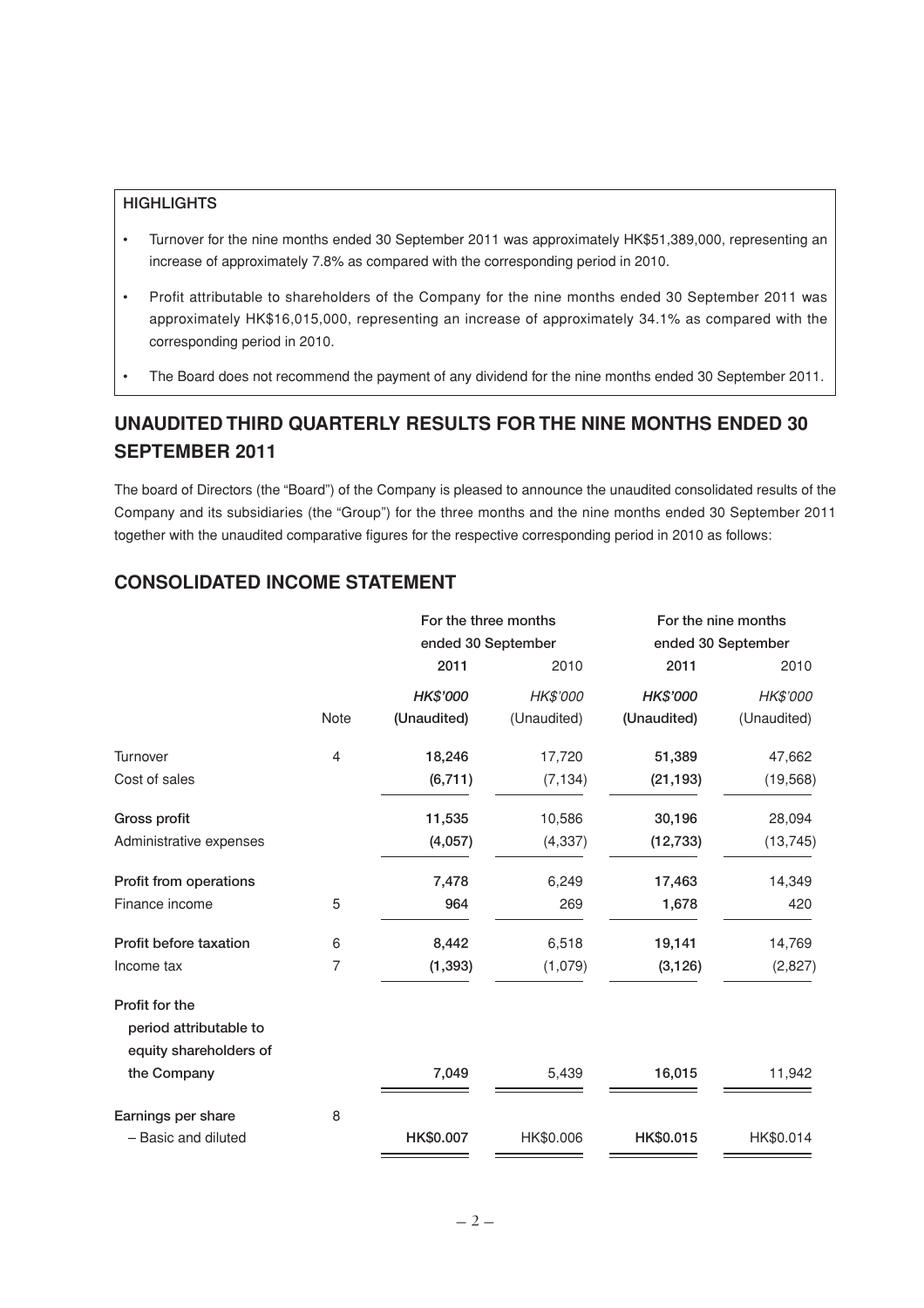**HIGHLIGHTS**

- Turnover for the nine months ended 30 September 2011 was approximately HK$51,389,000, representing an increase of approximately 7.8% as compared with the corresponding period in 2010.
- Profit attributable to shareholders of the Company for the nine months ended 30 September 2011 was approximately HK$16,015,000, representing an increase of approximately 34.1% as compared with the corresponding period in 2010.
- The Board does not recommend the payment of any dividend for the nine months ended 30 September 2011.

## UNAUDITED THIRD QUARTERLY RESULTS FOR THE NINE MONTHS ENDED 30 SEPTEMBER 2011

The board of Directors (the "Board") of the Company is pleased to announce the unaudited consolidated results of the Company and its subsidiaries (the "Group") for the three months and the nine months ended 30 September 2011 together with the unaudited comparative figures for the respective corresponding period in 2010 as follows:

## CONSOLIDATED INCOME STATEMENT

| | | For the three months ended 30 September | | For the nine months ended 30 September | |
|---|---|---|---|---|---|
| | | **2011** | 2010 | **2011** | 2010 |
| | | ***HK$'000*** | *HK$'000* | ***HK$'000*** | *HK$'000* |
| | Note | **(Unaudited)** | (Unaudited) | **(Unaudited)** | (Unaudited) |
| Turnover | 4 | **18,246** | 17,720 | **51,389** | 47,662 |
| Cost of sales | | **(6,711)** | (7,134) | **(21,193)** | (19,568) |
| **Gross profit** | | **11,535** | 10,586 | **30,196** | 28,094 |
| Administrative expenses | | **(4,057)** | (4,337) | **(12,733)** | (13,745) |
| **Profit from operations** | | **7,478** | 6,249 | **17,463** | 14,349 |
| Finance income | 5 | **964** | 269 | **1,678** | 420 |
| **Profit before taxation** | 6 | **8,442** | 6,518 | **19,141** | 14,769 |
| Income tax | 7 | **(1,393)** | (1,079) | **(3,126)** | (2,827) |
| **Profit for the period attributable to equity shareholders of the Company** | | **7,049** | 5,439 | **16,015** | 11,942 |
| **Earnings per share** | 8 | | | | |
| – Basic and diluted | | **HK$0.007** | HK$0.006 | **HK$0.015** | HK$0.014 |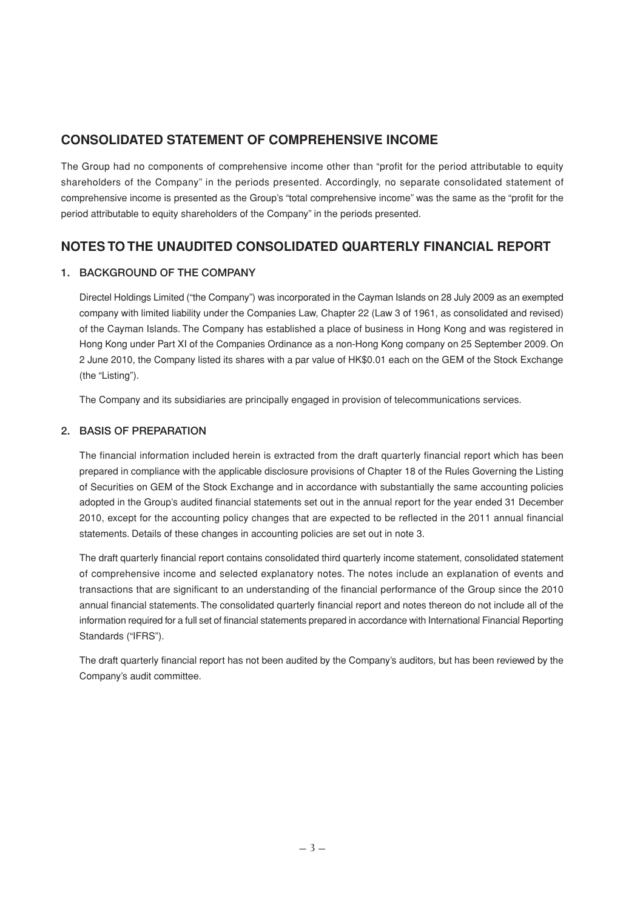## CONSOLIDATED STATEMENT OF COMPREHENSIVE INCOME

The Group had no components of comprehensive income other than "profit for the period attributable to equity shareholders of the Company" in the periods presented. Accordingly, no separate consolidated statement of comprehensive income is presented as the Group's "total comprehensive income" was the same as the "profit for the period attributable to equity shareholders of the Company" in the periods presented.

## NOTES TO THE UNAUDITED CONSOLIDATED QUARTERLY FINANCIAL REPORT

### 1. BACKGROUND OF THE COMPANY

Directel Holdings Limited ("the Company") was incorporated in the Cayman Islands on 28 July 2009 as an exempted company with limited liability under the Companies Law, Chapter 22 (Law 3 of 1961, as consolidated and revised) of the Cayman Islands. The Company has established a place of business in Hong Kong and was registered in Hong Kong under Part XI of the Companies Ordinance as a non-Hong Kong company on 25 September 2009. On 2 June 2010, the Company listed its shares with a par value of HK$0.01 each on the GEM of the Stock Exchange (the "Listing").

The Company and its subsidiaries are principally engaged in provision of telecommunications services.

### 2. BASIS OF PREPARATION

The financial information included herein is extracted from the draft quarterly financial report which has been prepared in compliance with the applicable disclosure provisions of Chapter 18 of the Rules Governing the Listing of Securities on GEM of the Stock Exchange and in accordance with substantially the same accounting policies adopted in the Group's audited financial statements set out in the annual report for the year ended 31 December 2010, except for the accounting policy changes that are expected to be reflected in the 2011 annual financial statements. Details of these changes in accounting policies are set out in note 3.

The draft quarterly financial report contains consolidated third quarterly income statement, consolidated statement of comprehensive income and selected explanatory notes. The notes include an explanation of events and transactions that are significant to an understanding of the financial performance of the Group since the 2010 annual financial statements. The consolidated quarterly financial report and notes thereon do not include all of the information required for a full set of financial statements prepared in accordance with International Financial Reporting Standards ("IFRS").

The draft quarterly financial report has not been audited by the Company's auditors, but has been reviewed by the Company's audit committee.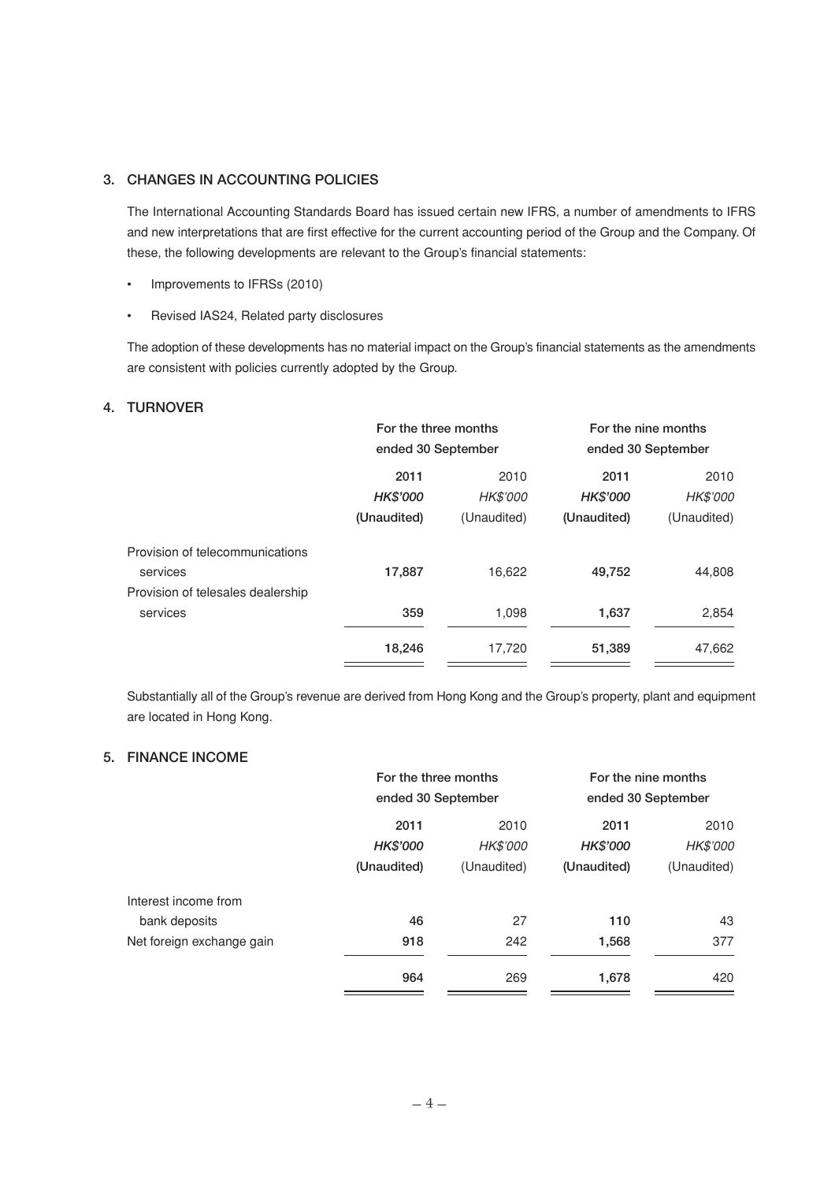## 3. CHANGES IN ACCOUNTING POLICIES

The International Accounting Standards Board has issued certain new IFRS, a number of amendments to IFRS and new interpretations that are first effective for the current accounting period of the Group and the Company. Of these, the following developments are relevant to the Group's financial statements:

- Improvements to IFRSs (2010)
- Revised IAS24, Related party disclosures

The adoption of these developments has no material impact on the Group's financial statements as the amendments are consistent with policies currently adopted by the Group.

## 4. TURNOVER

| | For the three months ended 30 September | | For the nine months ended 30 September | |
|---|---|---|---|---|
| | **2011** | 2010 | **2011** | 2010 |
| | ***HK$'000*** | *HK$'000* | ***HK$'000*** | *HK$'000* |
| | **(Unaudited)** | (Unaudited) | **(Unaudited)** | (Unaudited) |
| Provision of telecommunications services | **17,887** | 16,622 | **49,752** | 44,808 |
| Provision of telesales dealership services | **359** | 1,098 | **1,637** | 2,854 |
| | **18,246** | 17,720 | **51,389** | 47,662 |

Substantially all of the Group's revenue are derived from Hong Kong and the Group's property, plant and equipment are located in Hong Kong.

## 5. FINANCE INCOME

| | For the three months ended 30 September | | For the nine months ended 30 September | |
|---|---|---|---|---|
| | **2011** | 2010 | **2011** | 2010 |
| | ***HK$'000*** | *HK$'000* | ***HK$'000*** | *HK$'000* |
| | **(Unaudited)** | (Unaudited) | **(Unaudited)** | (Unaudited) |
| Interest income from bank deposits | **46** | 27 | **110** | 43 |
| Net foreign exchange gain | **918** | 242 | **1,568** | 377 |
| | **964** | 269 | **1,678** | 420 |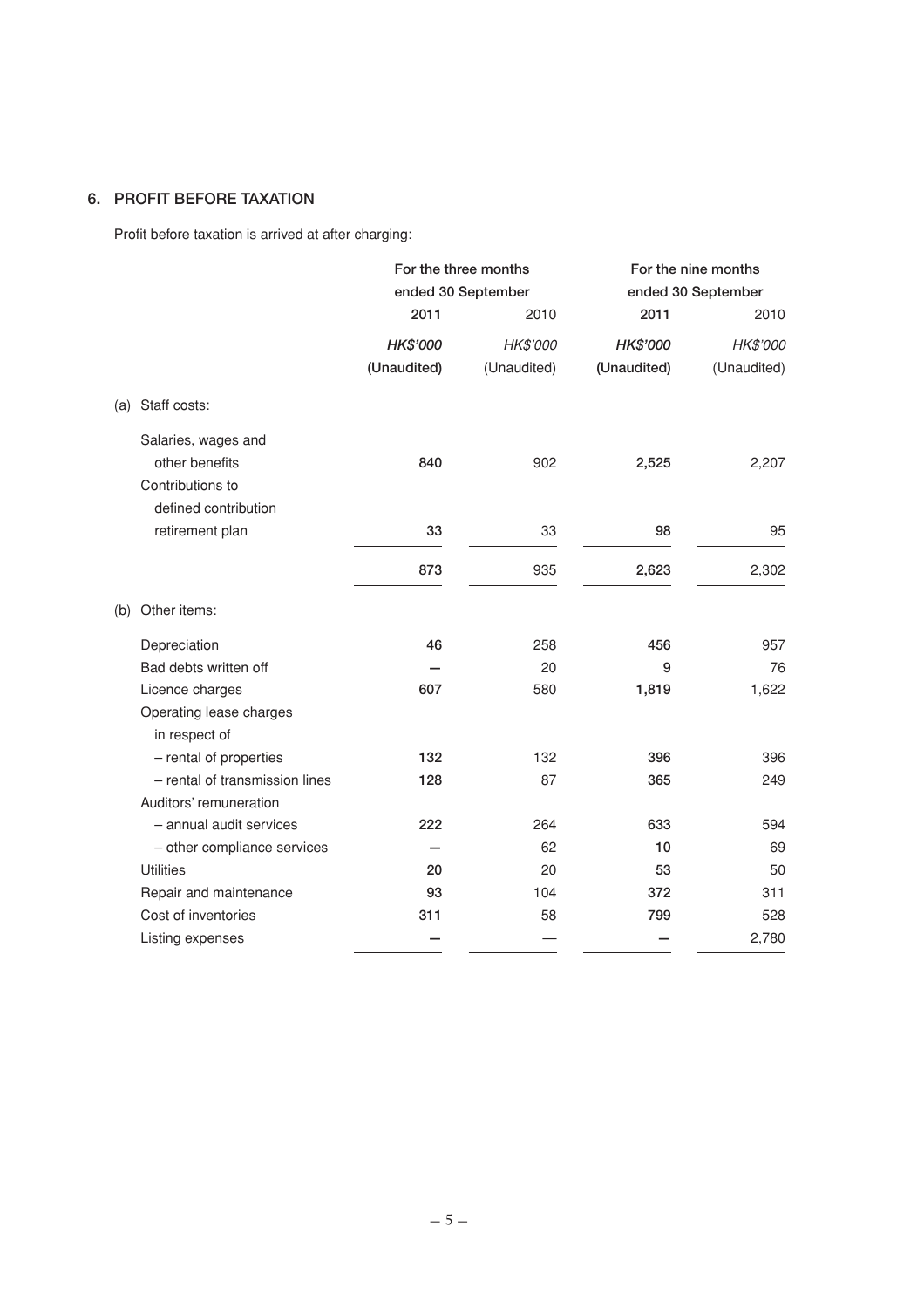## 6. PROFIT BEFORE TAXATION

Profit before taxation is arrived at after charging:

| | For the three months ended 30 September | | For the nine months ended 30 September | |
|---|---|---|---|---|
| | **2011** | 2010 | **2011** | 2010 |
| | ***HK$'000*** | *HK$'000* | ***HK$'000*** | *HK$'000* |
| | **(Unaudited)** | (Unaudited) | **(Unaudited)** | (Unaudited) |
| (a) Staff costs: | | | | |
| Salaries, wages and other benefits | **840** | 902 | **2,525** | 2,207 |
| Contributions to defined contribution retirement plan | **33** | 33 | **98** | 95 |
| | **873** | 935 | **2,623** | 2,302 |
| (b) Other items: | | | | |
| Depreciation | **46** | 258 | **456** | 957 |
| Bad debts written off | **—** | 20 | **9** | 76 |
| Licence charges | **607** | 580 | **1,819** | 1,622 |
| Operating lease charges in respect of | | | | |
| – rental of properties | **132** | 132 | **396** | 396 |
| – rental of transmission lines | **128** | 87 | **365** | 249 |
| Auditors' remuneration | | | | |
| – annual audit services | **222** | 264 | **633** | 594 |
| – other compliance services | **—** | 62 | **10** | 69 |
| Utilities | **20** | 20 | **53** | 50 |
| Repair and maintenance | **93** | 104 | **372** | 311 |
| Cost of inventories | **311** | 58 | **799** | 528 |
| Listing expenses | **—** | — | **—** | 2,780 |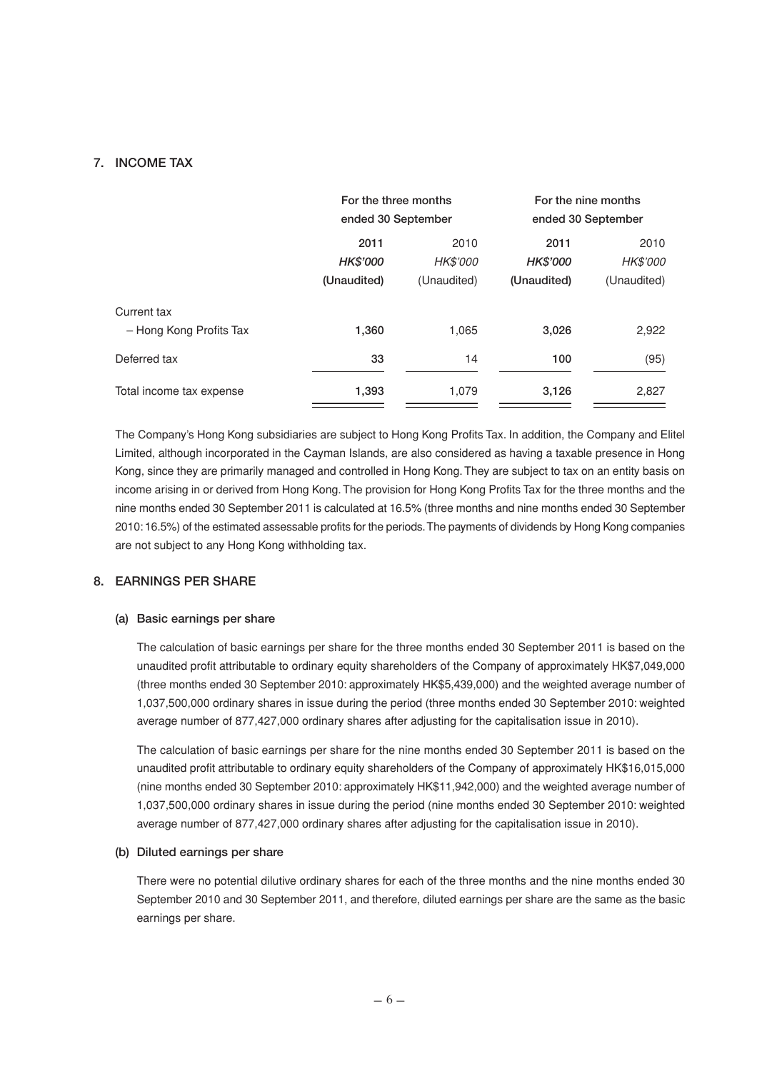## 7. INCOME TAX

| | For the three months ended 30 September | | For the nine months ended 30 September | |
|---|---|---|---|---|
| | **2011** | 2010 | **2011** | 2010 |
| | ***HK$'000*** | *HK$'000* | ***HK$'000*** | *HK$'000* |
| | **(Unaudited)** | (Unaudited) | **(Unaudited)** | (Unaudited) |
| Current tax | | | | |
| – Hong Kong Profits Tax | **1,360** | 1,065 | **3,026** | 2,922 |
| Deferred tax | **33** | 14 | **100** | (95) |
| Total income tax expense | **1,393** | 1,079 | **3,126** | 2,827 |

The Company's Hong Kong subsidiaries are subject to Hong Kong Profits Tax. In addition, the Company and Elitel Limited, although incorporated in the Cayman Islands, are also considered as having a taxable presence in Hong Kong, since they are primarily managed and controlled in Hong Kong. They are subject to tax on an entity basis on income arising in or derived from Hong Kong. The provision for Hong Kong Profits Tax for the three months and the nine months ended 30 September 2011 is calculated at 16.5% (three months and nine months ended 30 September 2010: 16.5%) of the estimated assessable profits for the periods. The payments of dividends by Hong Kong companies are not subject to any Hong Kong withholding tax.

## 8. EARNINGS PER SHARE

### (a) Basic earnings per share

The calculation of basic earnings per share for the three months ended 30 September 2011 is based on the unaudited profit attributable to ordinary equity shareholders of the Company of approximately HK$7,049,000 (three months ended 30 September 2010: approximately HK$5,439,000) and the weighted average number of 1,037,500,000 ordinary shares in issue during the period (three months ended 30 September 2010: weighted average number of 877,427,000 ordinary shares after adjusting for the capitalisation issue in 2010).

The calculation of basic earnings per share for the nine months ended 30 September 2011 is based on the unaudited profit attributable to ordinary equity shareholders of the Company of approximately HK$16,015,000 (nine months ended 30 September 2010: approximately HK$11,942,000) and the weighted average number of 1,037,500,000 ordinary shares in issue during the period (nine months ended 30 September 2010: weighted average number of 877,427,000 ordinary shares after adjusting for the capitalisation issue in 2010).

### (b) Diluted earnings per share

There were no potential dilutive ordinary shares for each of the three months and the nine months ended 30 September 2010 and 30 September 2011, and therefore, diluted earnings per share are the same as the basic earnings per share.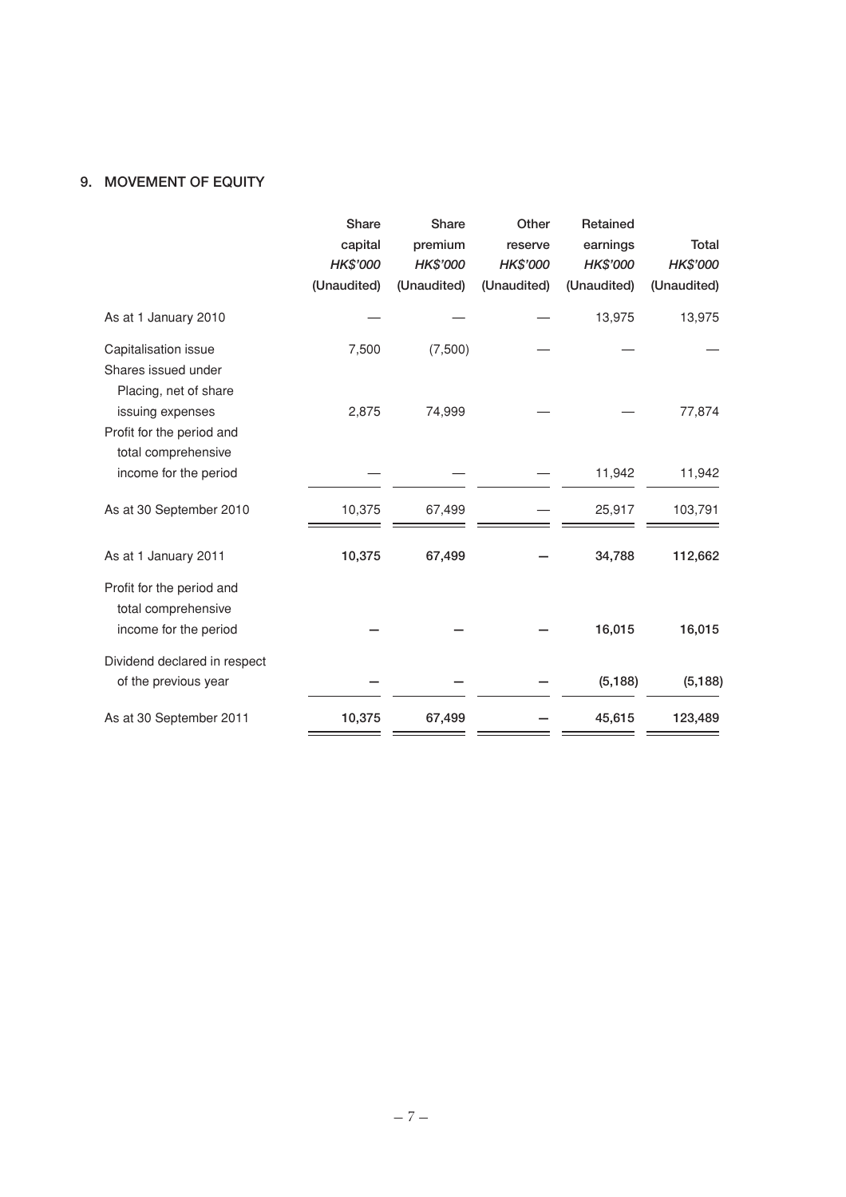## 9. MOVEMENT OF EQUITY

| | Share capital *HK$'000* (Unaudited) | Share premium *HK$'000* (Unaudited) | Other reserve *HK$'000* (Unaudited) | Retained earnings *HK$'000* (Unaudited) | Total *HK$'000* (Unaudited) |
|---|---|---|---|---|---|
| As at 1 January 2010 | — | — | — | 13,975 | 13,975 |
| Capitalisation issue | 7,500 | (7,500) | — | — | — |
| Shares issued under Placing, net of share issuing expenses | 2,875 | 74,999 | — | — | 77,874 |
| Profit for the period and total comprehensive income for the period | — | — | — | 11,942 | 11,942 |
| As at 30 September 2010 | 10,375 | 67,499 | — | 25,917 | 103,791 |
| **As at 1 January 2011** | **10,375** | **67,499** | **—** | **34,788** | **112,662** |
| Profit for the period and total comprehensive income for the period | **—** | **—** | **—** | **16,015** | **16,015** |
| Dividend declared in respect of the previous year | **—** | **—** | **—** | **(5,188)** | **(5,188)** |
| As at 30 September 2011 | **10,375** | **67,499** | **—** | **45,615** | **123,489** |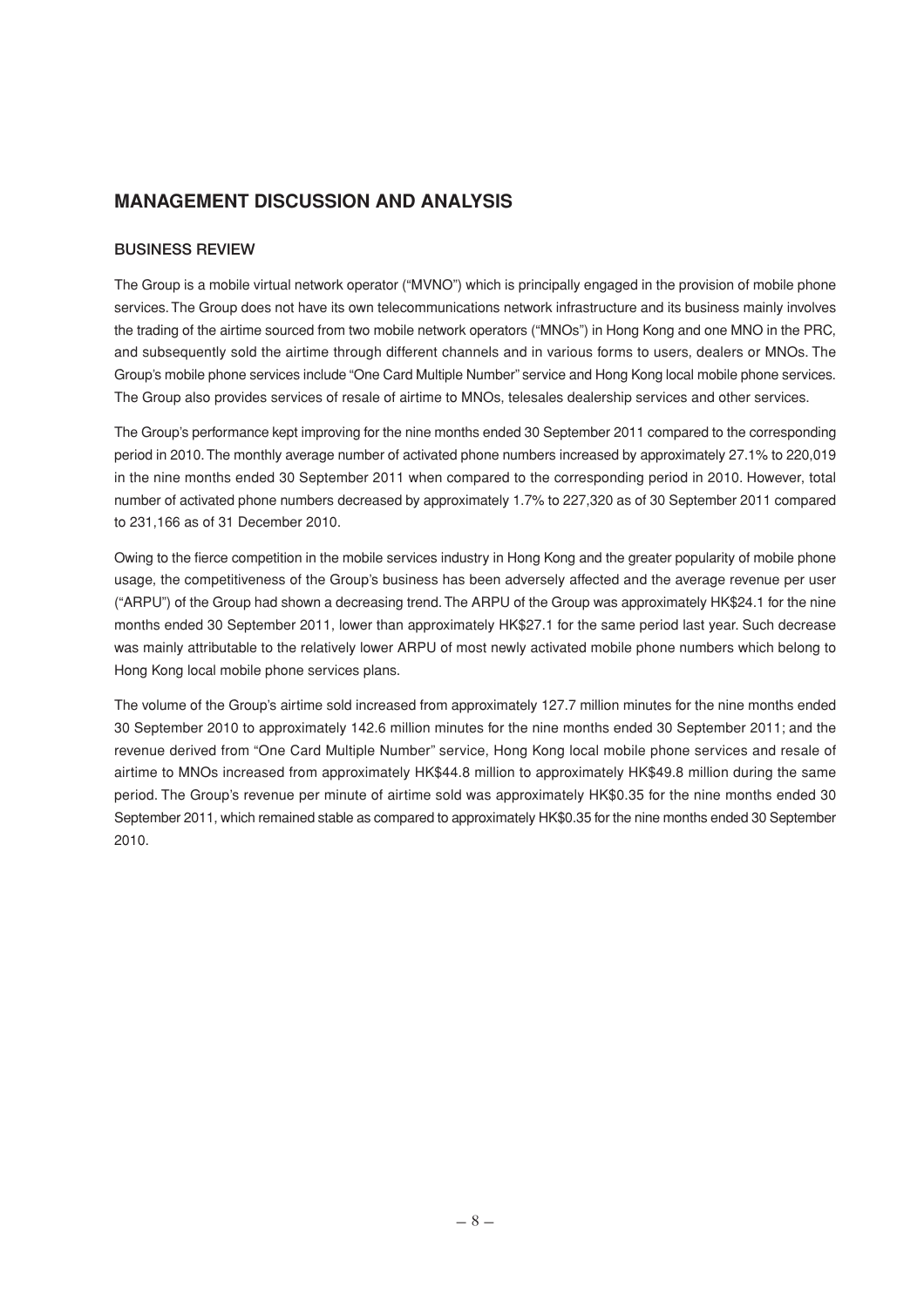## MANAGEMENT DISCUSSION AND ANALYSIS

### BUSINESS REVIEW

The Group is a mobile virtual network operator ("MVNO") which is principally engaged in the provision of mobile phone services. The Group does not have its own telecommunications network infrastructure and its business mainly involves the trading of the airtime sourced from two mobile network operators ("MNOs") in Hong Kong and one MNO in the PRC, and subsequently sold the airtime through different channels and in various forms to users, dealers or MNOs. The Group's mobile phone services include "One Card Multiple Number" service and Hong Kong local mobile phone services. The Group also provides services of resale of airtime to MNOs, telesales dealership services and other services.

The Group's performance kept improving for the nine months ended 30 September 2011 compared to the corresponding period in 2010. The monthly average number of activated phone numbers increased by approximately 27.1% to 220,019 in the nine months ended 30 September 2011 when compared to the corresponding period in 2010. However, total number of activated phone numbers decreased by approximately 1.7% to 227,320 as of 30 September 2011 compared to 231,166 as of 31 December 2010.

Owing to the fierce competition in the mobile services industry in Hong Kong and the greater popularity of mobile phone usage, the competitiveness of the Group's business has been adversely affected and the average revenue per user ("ARPU") of the Group had shown a decreasing trend. The ARPU of the Group was approximately HK$24.1 for the nine months ended 30 September 2011, lower than approximately HK$27.1 for the same period last year. Such decrease was mainly attributable to the relatively lower ARPU of most newly activated mobile phone numbers which belong to Hong Kong local mobile phone services plans.

The volume of the Group's airtime sold increased from approximately 127.7 million minutes for the nine months ended 30 September 2010 to approximately 142.6 million minutes for the nine months ended 30 September 2011; and the revenue derived from "One Card Multiple Number" service, Hong Kong local mobile phone services and resale of airtime to MNOs increased from approximately HK$44.8 million to approximately HK$49.8 million during the same period. The Group's revenue per minute of airtime sold was approximately HK$0.35 for the nine months ended 30 September 2011, which remained stable as compared to approximately HK$0.35 for the nine months ended 30 September 2010.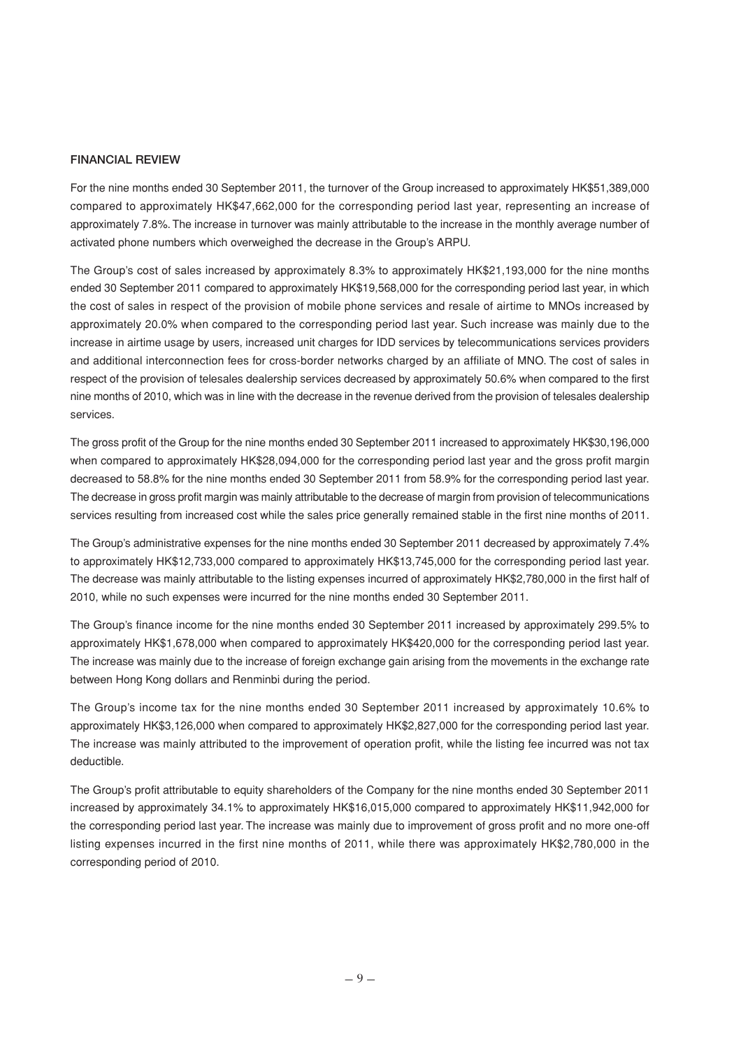## FINANCIAL REVIEW

For the nine months ended 30 September 2011, the turnover of the Group increased to approximately HK$51,389,000 compared to approximately HK$47,662,000 for the corresponding period last year, representing an increase of approximately 7.8%. The increase in turnover was mainly attributable to the increase in the monthly average number of activated phone numbers which overweighed the decrease in the Group's ARPU.

The Group's cost of sales increased by approximately 8.3% to approximately HK$21,193,000 for the nine months ended 30 September 2011 compared to approximately HK$19,568,000 for the corresponding period last year, in which the cost of sales in respect of the provision of mobile phone services and resale of airtime to MNOs increased by approximately 20.0% when compared to the corresponding period last year. Such increase was mainly due to the increase in airtime usage by users, increased unit charges for IDD services by telecommunications services providers and additional interconnection fees for cross-border networks charged by an affiliate of MNO. The cost of sales in respect of the provision of telesales dealership services decreased by approximately 50.6% when compared to the first nine months of 2010, which was in line with the decrease in the revenue derived from the provision of telesales dealership services.

The gross profit of the Group for the nine months ended 30 September 2011 increased to approximately HK$30,196,000 when compared to approximately HK$28,094,000 for the corresponding period last year and the gross profit margin decreased to 58.8% for the nine months ended 30 September 2011 from 58.9% for the corresponding period last year. The decrease in gross profit margin was mainly attributable to the decrease of margin from provision of telecommunications services resulting from increased cost while the sales price generally remained stable in the first nine months of 2011.

The Group's administrative expenses for the nine months ended 30 September 2011 decreased by approximately 7.4% to approximately HK$12,733,000 compared to approximately HK$13,745,000 for the corresponding period last year. The decrease was mainly attributable to the listing expenses incurred of approximately HK$2,780,000 in the first half of 2010, while no such expenses were incurred for the nine months ended 30 September 2011.

The Group's finance income for the nine months ended 30 September 2011 increased by approximately 299.5% to approximately HK$1,678,000 when compared to approximately HK$420,000 for the corresponding period last year. The increase was mainly due to the increase of foreign exchange gain arising from the movements in the exchange rate between Hong Kong dollars and Renminbi during the period.

The Group's income tax for the nine months ended 30 September 2011 increased by approximately 10.6% to approximately HK$3,126,000 when compared to approximately HK$2,827,000 for the corresponding period last year. The increase was mainly attributed to the improvement of operation profit, while the listing fee incurred was not tax deductible.

The Group's profit attributable to equity shareholders of the Company for the nine months ended 30 September 2011 increased by approximately 34.1% to approximately HK$16,015,000 compared to approximately HK$11,942,000 for the corresponding period last year. The increase was mainly due to improvement of gross profit and no more one-off listing expenses incurred in the first nine months of 2011, while there was approximately HK$2,780,000 in the corresponding period of 2010.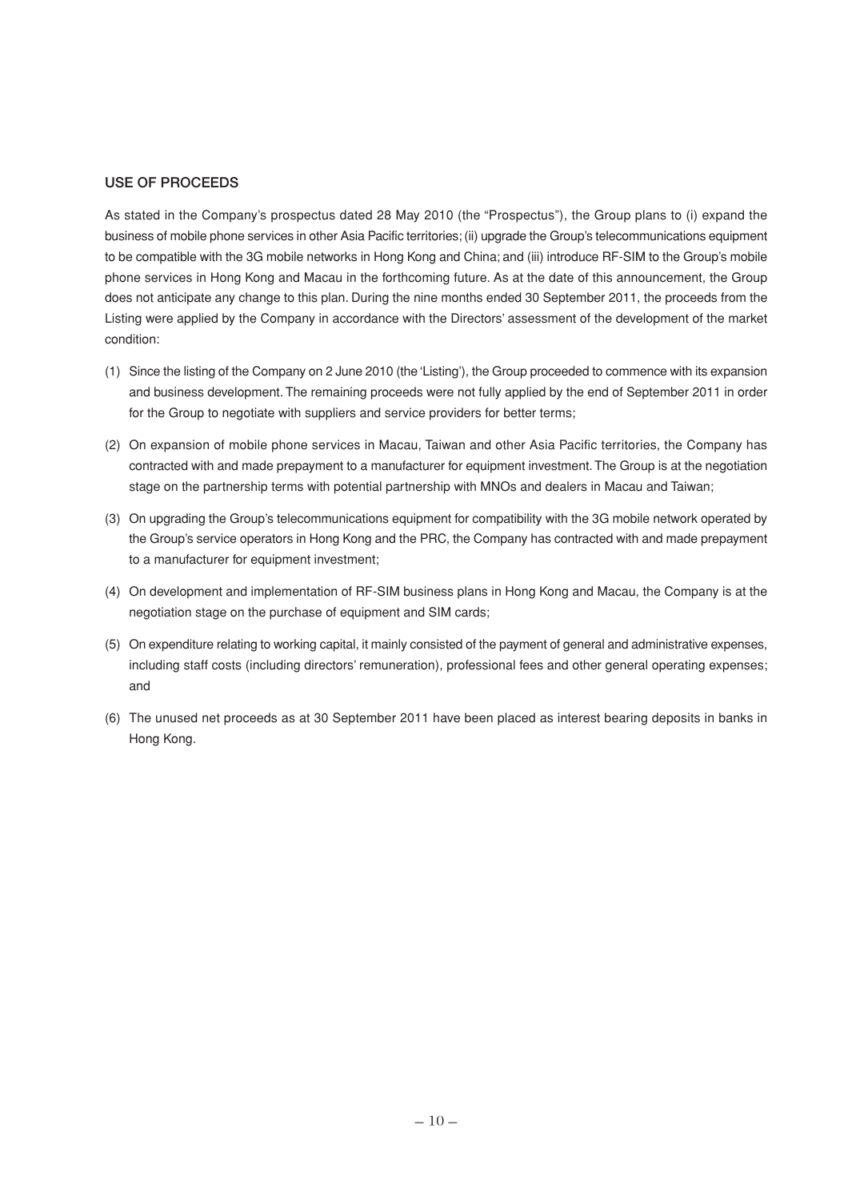## USE OF PROCEEDS

As stated in the Company's prospectus dated 28 May 2010 (the "Prospectus"), the Group plans to (i) expand the business of mobile phone services in other Asia Pacific territories; (ii) upgrade the Group's telecommunications equipment to be compatible with the 3G mobile networks in Hong Kong and China; and (iii) introduce RF-SIM to the Group's mobile phone services in Hong Kong and Macau in the forthcoming future. As at the date of this announcement, the Group does not anticipate any change to this plan. During the nine months ended 30 September 2011, the proceeds from the Listing were applied by the Company in accordance with the Directors' assessment of the development of the market condition:

(1) Since the listing of the Company on 2 June 2010 (the 'Listing'), the Group proceeded to commence with its expansion and business development. The remaining proceeds were not fully applied by the end of September 2011 in order for the Group to negotiate with suppliers and service providers for better terms;

(2) On expansion of mobile phone services in Macau, Taiwan and other Asia Pacific territories, the Company has contracted with and made prepayment to a manufacturer for equipment investment. The Group is at the negotiation stage on the partnership terms with potential partnership with MNOs and dealers in Macau and Taiwan;

(3) On upgrading the Group's telecommunications equipment for compatibility with the 3G mobile network operated by the Group's service operators in Hong Kong and the PRC, the Company has contracted with and made prepayment to a manufacturer for equipment investment;

(4) On development and implementation of RF-SIM business plans in Hong Kong and Macau, the Company is at the negotiation stage on the purchase of equipment and SIM cards;

(5) On expenditure relating to working capital, it mainly consisted of the payment of general and administrative expenses, including staff costs (including directors' remuneration), professional fees and other general operating expenses; and

(6) The unused net proceeds as at 30 September 2011 have been placed as interest bearing deposits in banks in Hong Kong.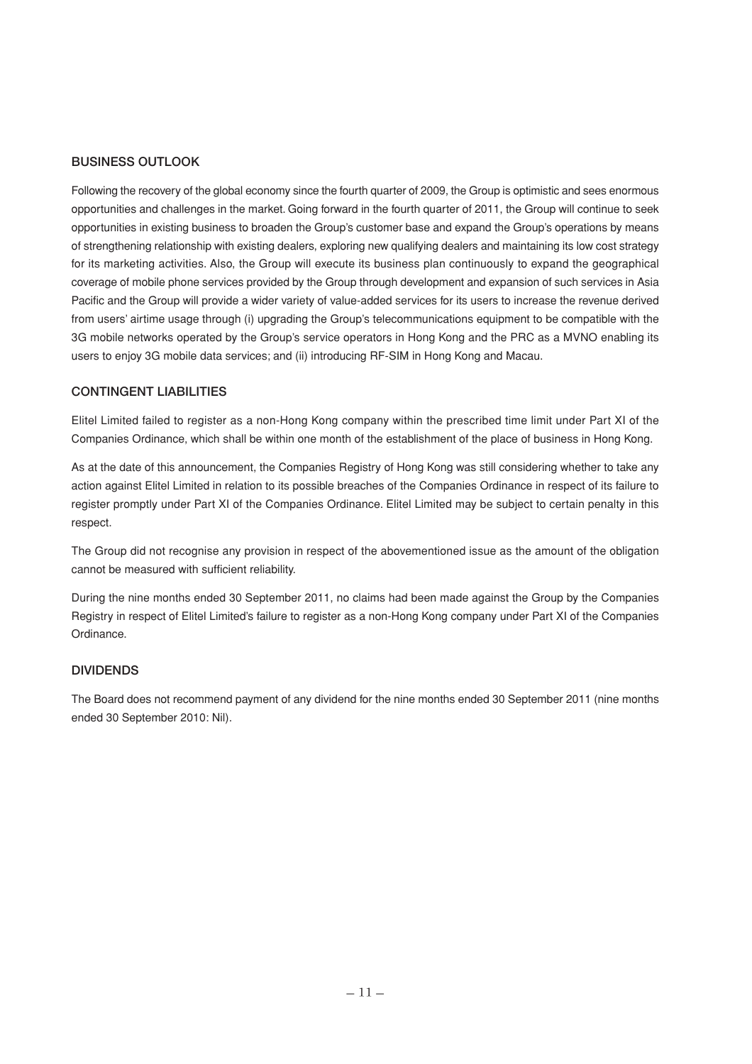## BUSINESS OUTLOOK

Following the recovery of the global economy since the fourth quarter of 2009, the Group is optimistic and sees enormous opportunities and challenges in the market. Going forward in the fourth quarter of 2011, the Group will continue to seek opportunities in existing business to broaden the Group's customer base and expand the Group's operations by means of strengthening relationship with existing dealers, exploring new qualifying dealers and maintaining its low cost strategy for its marketing activities. Also, the Group will execute its business plan continuously to expand the geographical coverage of mobile phone services provided by the Group through development and expansion of such services in Asia Pacific and the Group will provide a wider variety of value-added services for its users to increase the revenue derived from users' airtime usage through (i) upgrading the Group's telecommunications equipment to be compatible with the 3G mobile networks operated by the Group's service operators in Hong Kong and the PRC as a MVNO enabling its users to enjoy 3G mobile data services; and (ii) introducing RF-SIM in Hong Kong and Macau.

## CONTINGENT LIABILITIES

Elitel Limited failed to register as a non-Hong Kong company within the prescribed time limit under Part XI of the Companies Ordinance, which shall be within one month of the establishment of the place of business in Hong Kong.

As at the date of this announcement, the Companies Registry of Hong Kong was still considering whether to take any action against Elitel Limited in relation to its possible breaches of the Companies Ordinance in respect of its failure to register promptly under Part XI of the Companies Ordinance. Elitel Limited may be subject to certain penalty in this respect.

The Group did not recognise any provision in respect of the abovementioned issue as the amount of the obligation cannot be measured with sufficient reliability.

During the nine months ended 30 September 2011, no claims had been made against the Group by the Companies Registry in respect of Elitel Limited's failure to register as a non-Hong Kong company under Part XI of the Companies Ordinance.

## DIVIDENDS

The Board does not recommend payment of any dividend for the nine months ended 30 September 2011 (nine months ended 30 September 2010: Nil).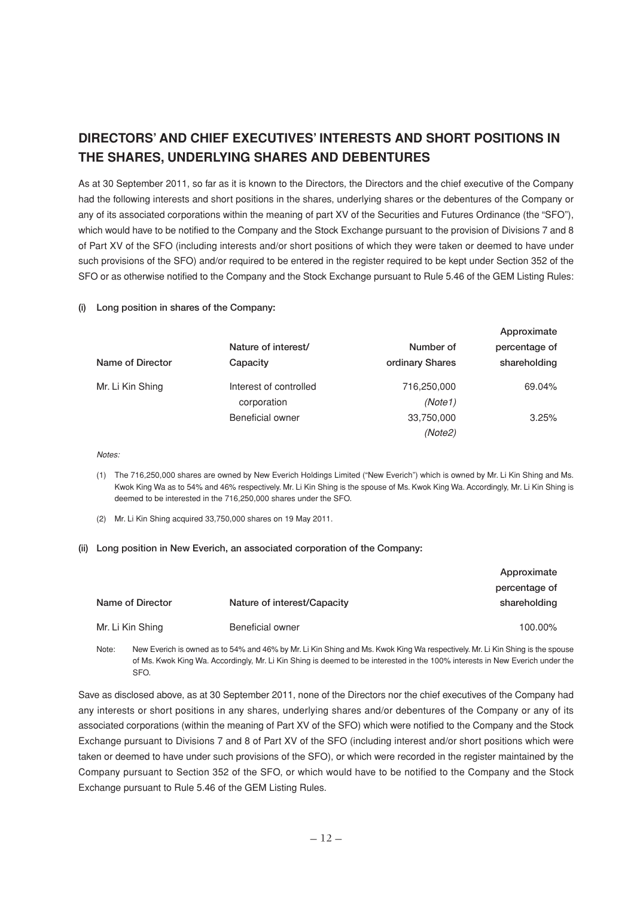## DIRECTORS' AND CHIEF EXECUTIVES' INTERESTS AND SHORT POSITIONS IN THE SHARES, UNDERLYING SHARES AND DEBENTURES

As at 30 September 2011, so far as it is known to the Directors, the Directors and the chief executive of the Company had the following interests and short positions in the shares, underlying shares or the debentures of the Company or any of its associated corporations within the meaning of part XV of the Securities and Futures Ordinance (the "SFO"), which would have to be notified to the Company and the Stock Exchange pursuant to the provision of Divisions 7 and 8 of Part XV of the SFO (including interests and/or short positions of which they were taken or deemed to have under such provisions of the SFO) and/or required to be entered in the register required to be kept under Section 352 of the SFO or as otherwise notified to the Company and the Stock Exchange pursuant to Rule 5.46 of the GEM Listing Rules:

**(i) Long position in shares of the Company:**

| Name of Director | Nature of interest/ Capacity | Number of ordinary Shares | Approximate percentage of shareholding |
|---|---|---|---|
| Mr. Li Kin Shing | Interest of controlled corporation | 716,250,000 *(Note1)* | 69.04% |
| | Beneficial owner | 33,750,000 *(Note2)* | 3.25% |

*Notes:*

(1) The 716,250,000 shares are owned by New Everich Holdings Limited ("New Everich") which is owned by Mr. Li Kin Shing and Ms. Kwok King Wa as to 54% and 46% respectively. Mr. Li Kin Shing is the spouse of Ms. Kwok King Wa. Accordingly, Mr. Li Kin Shing is deemed to be interested in the 716,250,000 shares under the SFO.

(2) Mr. Li Kin Shing acquired 33,750,000 shares on 19 May 2011.

**(ii) Long position in New Everich, an associated corporation of the Company:**

| Name of Director | Nature of interest/Capacity | Approximate percentage of shareholding |
|---|---|---|
| Mr. Li Kin Shing | Beneficial owner | 100.00% |

Note: New Everich is owned as to 54% and 46% by Mr. Li Kin Shing and Ms. Kwok King Wa respectively. Mr. Li Kin Shing is the spouse of Ms. Kwok King Wa. Accordingly, Mr. Li Kin Shing is deemed to be interested in the 100% interests in New Everich under the SFO.

Save as disclosed above, as at 30 September 2011, none of the Directors nor the chief executives of the Company had any interests or short positions in any shares, underlying shares and/or debentures of the Company or any of its associated corporations (within the meaning of Part XV of the SFO) which were notified to the Company and the Stock Exchange pursuant to Divisions 7 and 8 of Part XV of the SFO (including interest and/or short positions which were taken or deemed to have under such provisions of the SFO), or which were recorded in the register maintained by the Company pursuant to Section 352 of the SFO, or which would have to be notified to the Company and the Stock Exchange pursuant to Rule 5.46 of the GEM Listing Rules.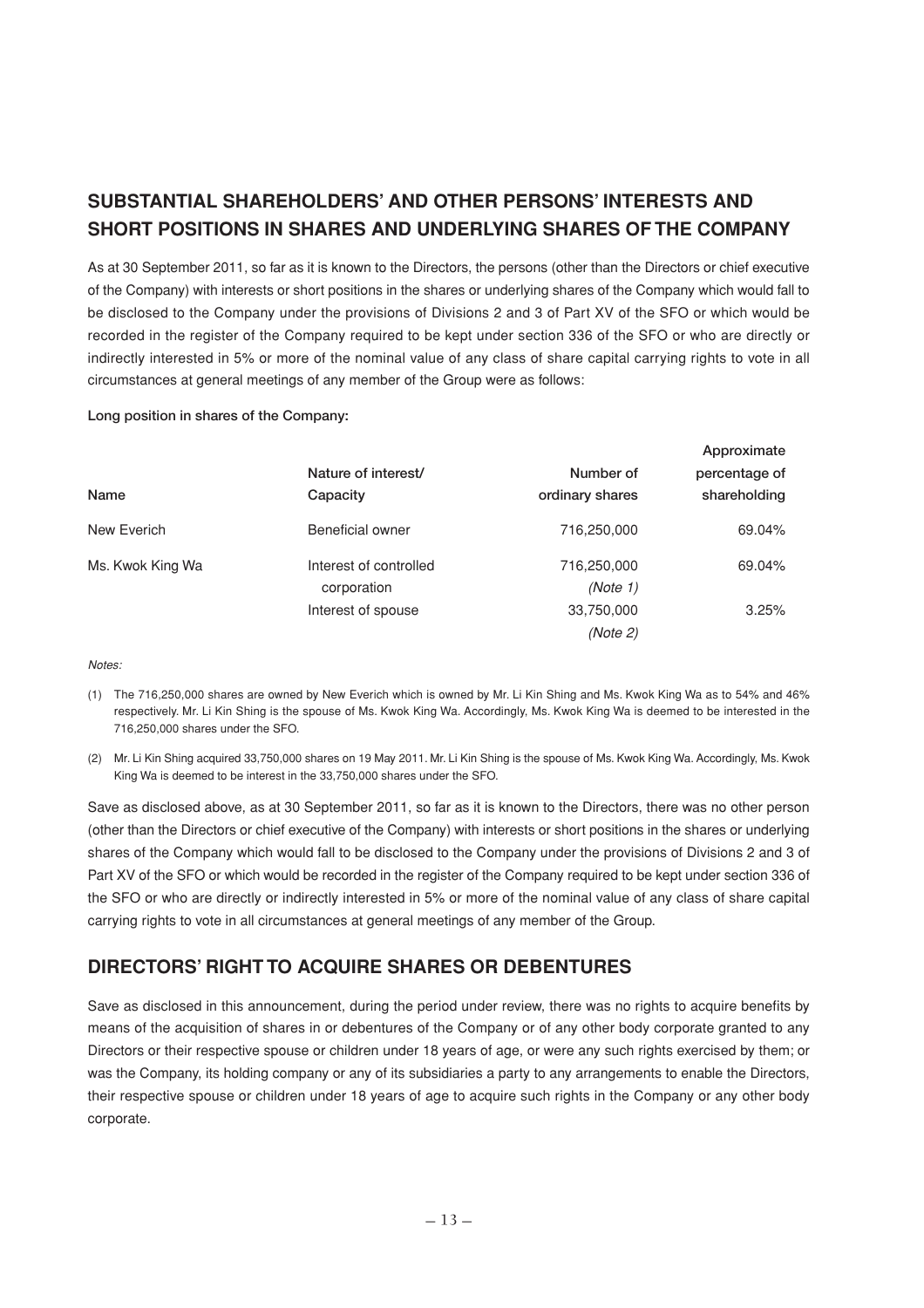## SUBSTANTIAL SHAREHOLDERS' AND OTHER PERSONS' INTERESTS AND SHORT POSITIONS IN SHARES AND UNDERLYING SHARES OF THE COMPANY

As at 30 September 2011, so far as it is known to the Directors, the persons (other than the Directors or chief executive of the Company) with interests or short positions in the shares or underlying shares of the Company which would fall to be disclosed to the Company under the provisions of Divisions 2 and 3 of Part XV of the SFO or which would be recorded in the register of the Company required to be kept under section 336 of the SFO or who are directly or indirectly interested in 5% or more of the nominal value of any class of share capital carrying rights to vote in all circumstances at general meetings of any member of the Group were as follows:

**Long position in shares of the Company:**

| Name | Nature of interest/ Capacity | Number of ordinary shares | Approximate percentage of shareholding |
|---|---|---|---|
| New Everich | Beneficial owner | 716,250,000 | 69.04% |
| Ms. Kwok King Wa | Interest of controlled corporation | 716,250,000 *(Note 1)* | 69.04% |
| | Interest of spouse | 33,750,000 *(Note 2)* | 3.25% |

*Notes:*

(1) The 716,250,000 shares are owned by New Everich which is owned by Mr. Li Kin Shing and Ms. Kwok King Wa as to 54% and 46% respectively. Mr. Li Kin Shing is the spouse of Ms. Kwok King Wa. Accordingly, Ms. Kwok King Wa is deemed to be interested in the 716,250,000 shares under the SFO.

(2) Mr. Li Kin Shing acquired 33,750,000 shares on 19 May 2011. Mr. Li Kin Shing is the spouse of Ms. Kwok King Wa. Accordingly, Ms. Kwok King Wa is deemed to be interest in the 33,750,000 shares under the SFO.

Save as disclosed above, as at 30 September 2011, so far as it is known to the Directors, there was no other person (other than the Directors or chief executive of the Company) with interests or short positions in the shares or underlying shares of the Company which would fall to be disclosed to the Company under the provisions of Divisions 2 and 3 of Part XV of the SFO or which would be recorded in the register of the Company required to be kept under section 336 of the SFO or who are directly or indirectly interested in 5% or more of the nominal value of any class of share capital carrying rights to vote in all circumstances at general meetings of any member of the Group.

## DIRECTORS' RIGHT TO ACQUIRE SHARES OR DEBENTURES

Save as disclosed in this announcement, during the period under review, there was no rights to acquire benefits by means of the acquisition of shares in or debentures of the Company or of any other body corporate granted to any Directors or their respective spouse or children under 18 years of age, or were any such rights exercised by them; or was the Company, its holding company or any of its subsidiaries a party to any arrangements to enable the Directors, their respective spouse or children under 18 years of age to acquire such rights in the Company or any other body corporate.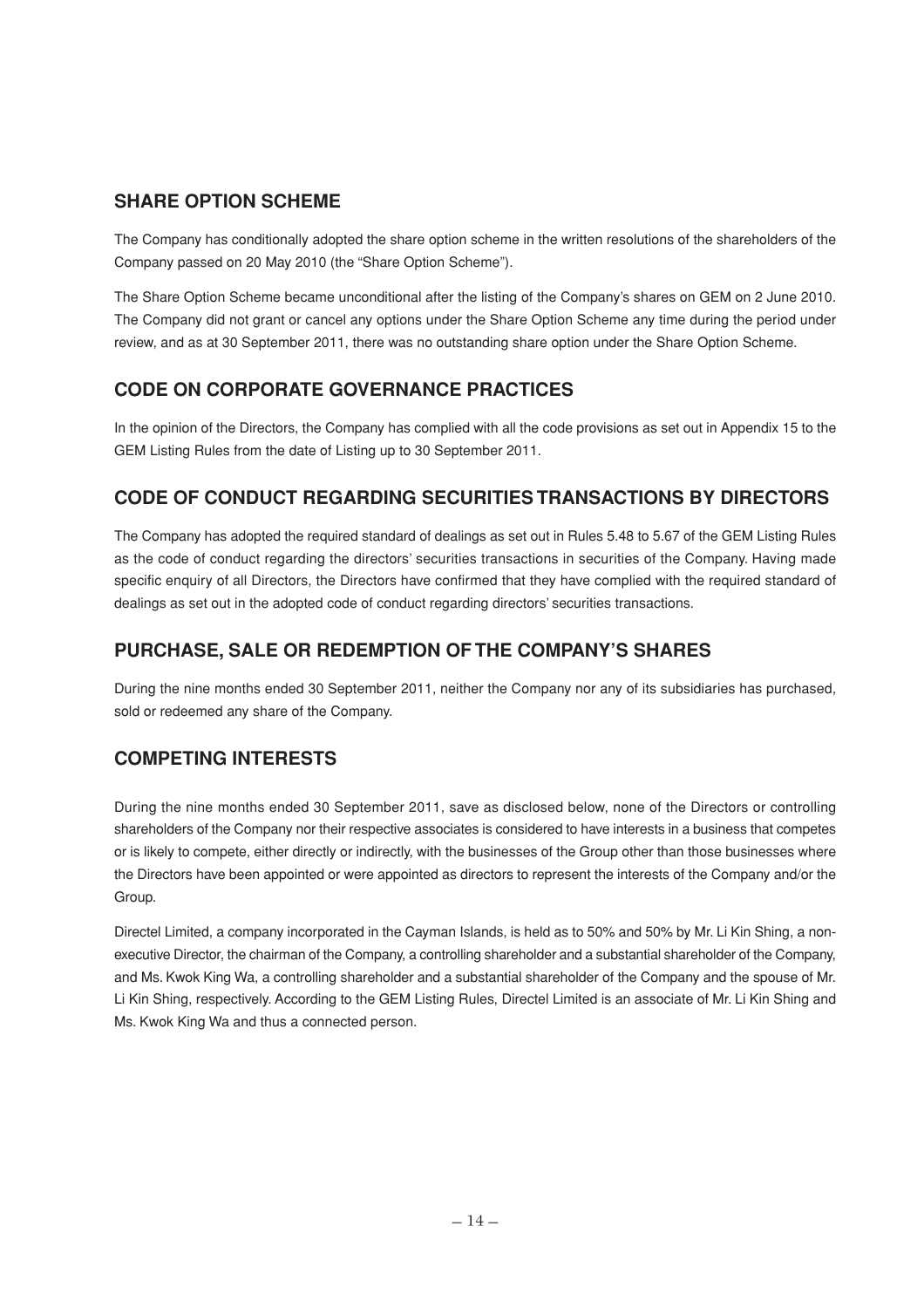## SHARE OPTION SCHEME

The Company has conditionally adopted the share option scheme in the written resolutions of the shareholders of the Company passed on 20 May 2010 (the "Share Option Scheme").

The Share Option Scheme became unconditional after the listing of the Company's shares on GEM on 2 June 2010. The Company did not grant or cancel any options under the Share Option Scheme any time during the period under review, and as at 30 September 2011, there was no outstanding share option under the Share Option Scheme.

## CODE ON CORPORATE GOVERNANCE PRACTICES

In the opinion of the Directors, the Company has complied with all the code provisions as set out in Appendix 15 to the GEM Listing Rules from the date of Listing up to 30 September 2011.

## CODE OF CONDUCT REGARDING SECURITIES TRANSACTIONS BY DIRECTORS

The Company has adopted the required standard of dealings as set out in Rules 5.48 to 5.67 of the GEM Listing Rules as the code of conduct regarding the directors' securities transactions in securities of the Company. Having made specific enquiry of all Directors, the Directors have confirmed that they have complied with the required standard of dealings as set out in the adopted code of conduct regarding directors' securities transactions.

## PURCHASE, SALE OR REDEMPTION OF THE COMPANY'S SHARES

During the nine months ended 30 September 2011, neither the Company nor any of its subsidiaries has purchased, sold or redeemed any share of the Company.

## COMPETING INTERESTS

During the nine months ended 30 September 2011, save as disclosed below, none of the Directors or controlling shareholders of the Company nor their respective associates is considered to have interests in a business that competes or is likely to compete, either directly or indirectly, with the businesses of the Group other than those businesses where the Directors have been appointed or were appointed as directors to represent the interests of the Company and/or the Group.

Directel Limited, a company incorporated in the Cayman Islands, is held as to 50% and 50% by Mr. Li Kin Shing, a non-executive Director, the chairman of the Company, a controlling shareholder and a substantial shareholder of the Company, and Ms. Kwok King Wa, a controlling shareholder and a substantial shareholder of the Company and the spouse of Mr. Li Kin Shing, respectively. According to the GEM Listing Rules, Directel Limited is an associate of Mr. Li Kin Shing and Ms. Kwok King Wa and thus a connected person.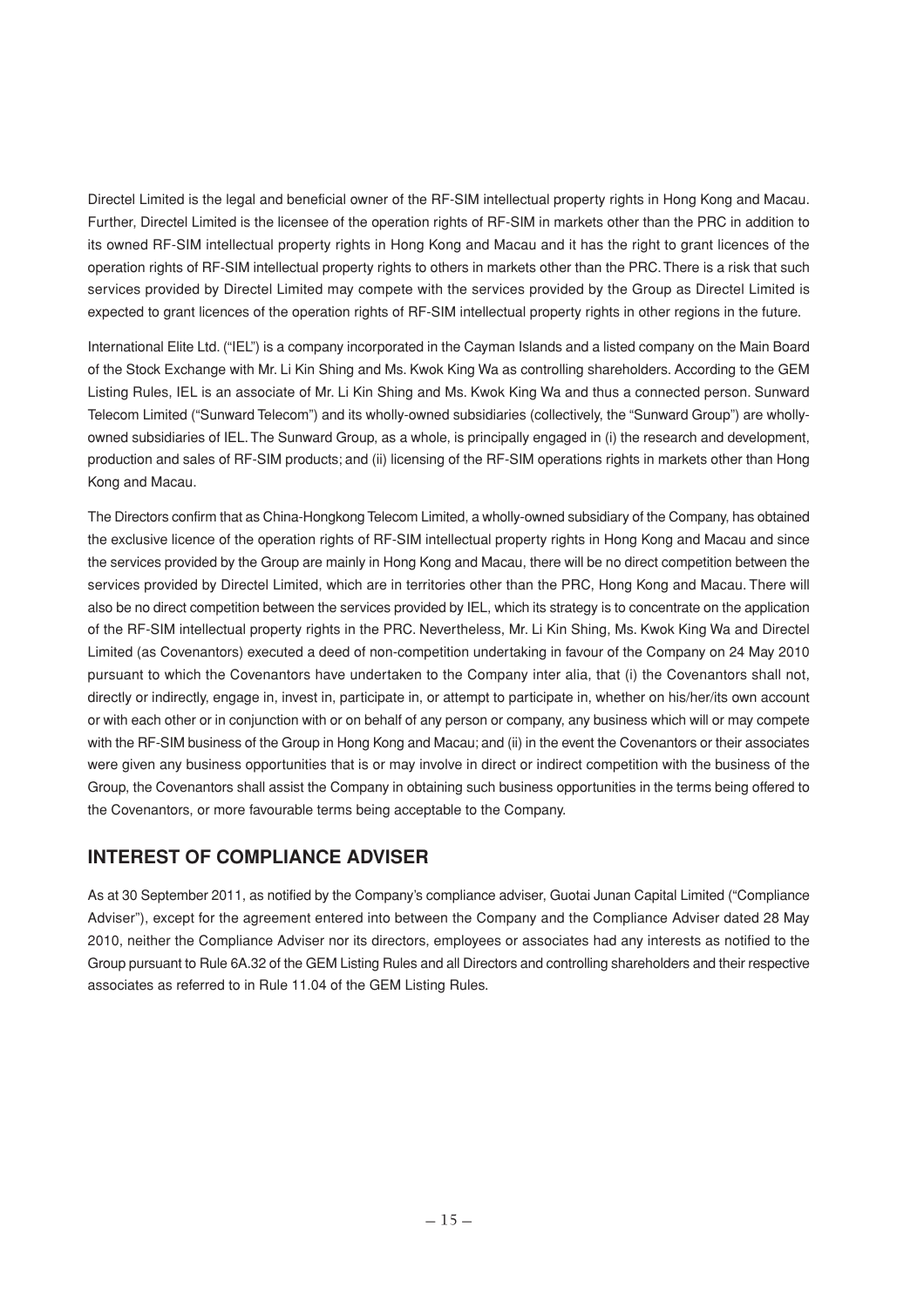Directel Limited is the legal and beneficial owner of the RF-SIM intellectual property rights in Hong Kong and Macau. Further, Directel Limited is the licensee of the operation rights of RF-SIM in markets other than the PRC in addition to its owned RF-SIM intellectual property rights in Hong Kong and Macau and it has the right to grant licences of the operation rights of RF-SIM intellectual property rights to others in markets other than the PRC. There is a risk that such services provided by Directel Limited may compete with the services provided by the Group as Directel Limited is expected to grant licences of the operation rights of RF-SIM intellectual property rights in other regions in the future.

International Elite Ltd. ("IEL") is a company incorporated in the Cayman Islands and a listed company on the Main Board of the Stock Exchange with Mr. Li Kin Shing and Ms. Kwok King Wa as controlling shareholders. According to the GEM Listing Rules, IEL is an associate of Mr. Li Kin Shing and Ms. Kwok King Wa and thus a connected person. Sunward Telecom Limited ("Sunward Telecom") and its wholly-owned subsidiaries (collectively, the "Sunward Group") are wholly-owned subsidiaries of IEL. The Sunward Group, as a whole, is principally engaged in (i) the research and development, production and sales of RF-SIM products; and (ii) licensing of the RF-SIM operations rights in markets other than Hong Kong and Macau.

The Directors confirm that as China-Hongkong Telecom Limited, a wholly-owned subsidiary of the Company, has obtained the exclusive licence of the operation rights of RF-SIM intellectual property rights in Hong Kong and Macau and since the services provided by the Group are mainly in Hong Kong and Macau, there will be no direct competition between the services provided by Directel Limited, which are in territories other than the PRC, Hong Kong and Macau. There will also be no direct competition between the services provided by IEL, which its strategy is to concentrate on the application of the RF-SIM intellectual property rights in the PRC. Nevertheless, Mr. Li Kin Shing, Ms. Kwok King Wa and Directel Limited (as Covenantors) executed a deed of non-competition undertaking in favour of the Company on 24 May 2010 pursuant to which the Covenantors have undertaken to the Company inter alia, that (i) the Covenantors shall not, directly or indirectly, engage in, invest in, participate in, or attempt to participate in, whether on his/her/its own account or with each other or in conjunction with or on behalf of any person or company, any business which will or may compete with the RF-SIM business of the Group in Hong Kong and Macau; and (ii) in the event the Covenantors or their associates were given any business opportunities that is or may involve in direct or indirect competition with the business of the Group, the Covenantors shall assist the Company in obtaining such business opportunities in the terms being offered to the Covenantors, or more favourable terms being acceptable to the Company.

## INTEREST OF COMPLIANCE ADVISER

As at 30 September 2011, as notified by the Company's compliance adviser, Guotai Junan Capital Limited ("Compliance Adviser"), except for the agreement entered into between the Company and the Compliance Adviser dated 28 May 2010, neither the Compliance Adviser nor its directors, employees or associates had any interests as notified to the Group pursuant to Rule 6A.32 of the GEM Listing Rules and all Directors and controlling shareholders and their respective associates as referred to in Rule 11.04 of the GEM Listing Rules.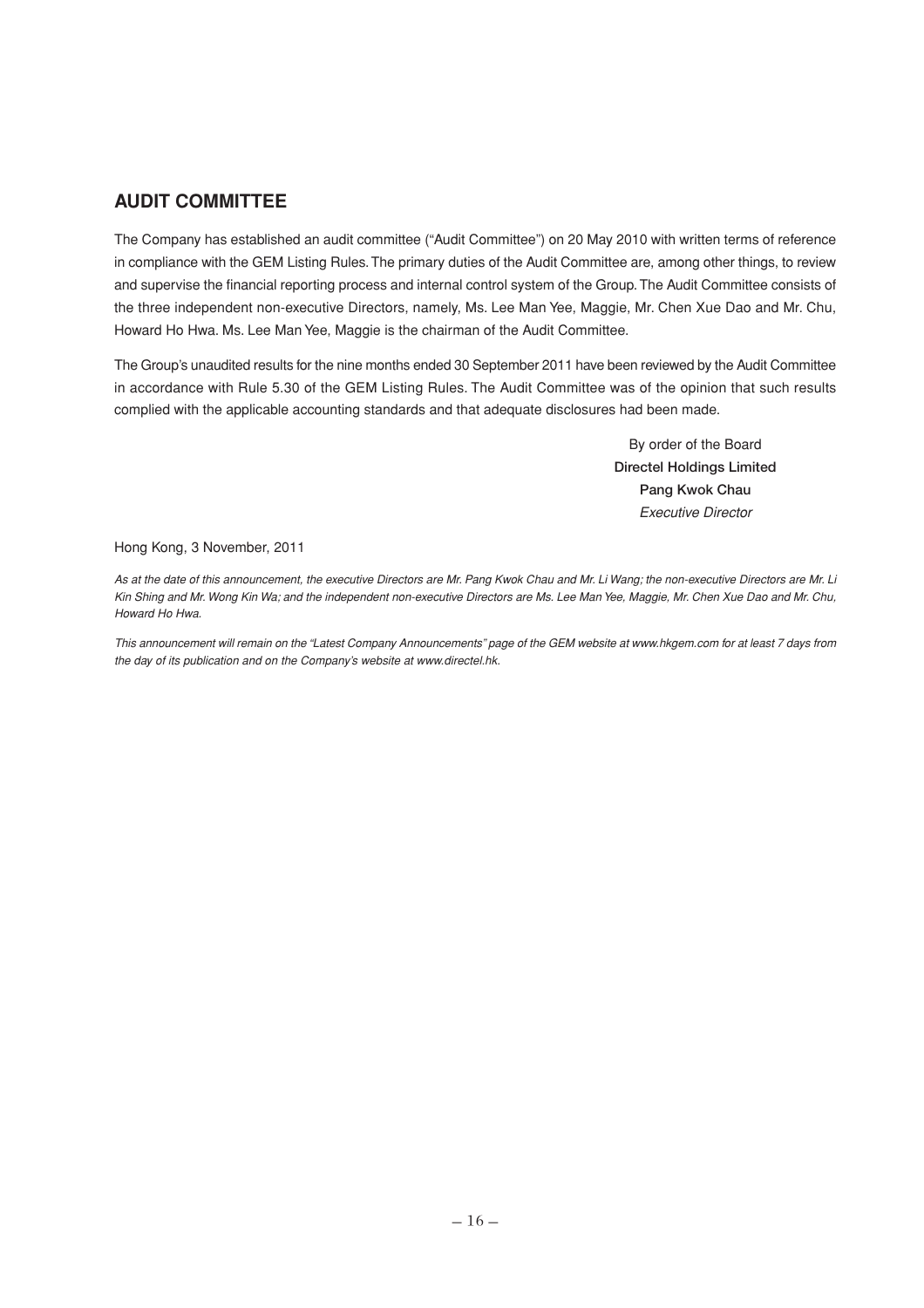## AUDIT COMMITTEE

The Company has established an audit committee ("Audit Committee") on 20 May 2010 with written terms of reference in compliance with the GEM Listing Rules. The primary duties of the Audit Committee are, among other things, to review and supervise the financial reporting process and internal control system of the Group. The Audit Committee consists of the three independent non-executive Directors, namely, Ms. Lee Man Yee, Maggie, Mr. Chen Xue Dao and Mr. Chu, Howard Ho Hwa. Ms. Lee Man Yee, Maggie is the chairman of the Audit Committee.

The Group's unaudited results for the nine months ended 30 September 2011 have been reviewed by the Audit Committee in accordance with Rule 5.30 of the GEM Listing Rules. The Audit Committee was of the opinion that such results complied with the applicable accounting standards and that adequate disclosures had been made.

By order of the Board
**Directel Holdings Limited**
**Pang Kwok Chau**
*Executive Director*

Hong Kong, 3 November, 2011

*As at the date of this announcement, the executive Directors are Mr. Pang Kwok Chau and Mr. Li Wang; the non-executive Directors are Mr. Li Kin Shing and Mr. Wong Kin Wa; and the independent non-executive Directors are Ms. Lee Man Yee, Maggie, Mr. Chen Xue Dao and Mr. Chu, Howard Ho Hwa.*

*This announcement will remain on the "Latest Company Announcements" page of the GEM website at www.hkgem.com for at least 7 days from the day of its publication and on the Company's website at www.directel.hk.*